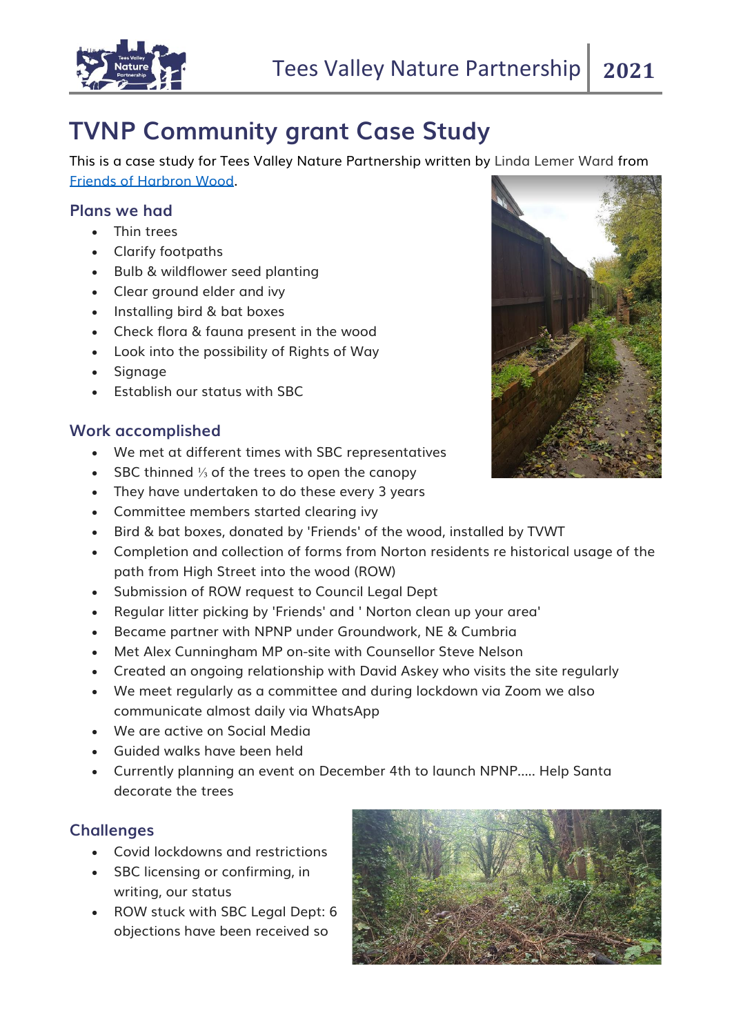# TVNP Community grant Case Study

This is a case study for Tees Valley Nature Partnership written by Linda Lemer Ward from [Friends of Harbron Wood](Friends of Harbron Wood).

## Plans we had

- Thin trees
- Clarify footpaths
- Bulb & wildflower seed planting
- Clear ground elder and ivy
- Installing bird & bat boxes
- Check flora & fauna present in the wood
- Look into the possibility of Rights of Way
- Signage
- Establish our status with SBC

## Work accomplished

- We met at different times with SBC representatives
- SBC thinned ⅓ of the trees to open the canopy
- They have undertaken to do these every 3 years
- Committee members started clearing ivy
- Bird & bat boxes, donated by 'Friends' of the wood, installed by TVWT
- Completion and collection of forms from Norton residents re historical usage of the path from High Street into the wood (ROW)
- Submission of ROW request to Council Legal Dept
- Regular litter picking by 'Friends' and ' Norton clean up your area'
- Became partner with NPNP under Groundwork, NE & Cumbria
- Met Alex Cunningham MP on-site with Counsellor Steve Nelson
- Created an ongoing relationship with David Askey who visits the site regularly
- We meet regularly as a committee and during lockdown via Zoom we also communicate almost daily via WhatsApp
- We are active on Social Media
- Guided walks have been held
- Currently planning an event on December 4th to launch NPNP..... Help Santa decorate the trees

## Challenges

- Covid lockdowns and restrictions
- SBC licensing or confirming, in writing, our status
- ROW stuck with SBC Legal Dept: 6 objections have been received so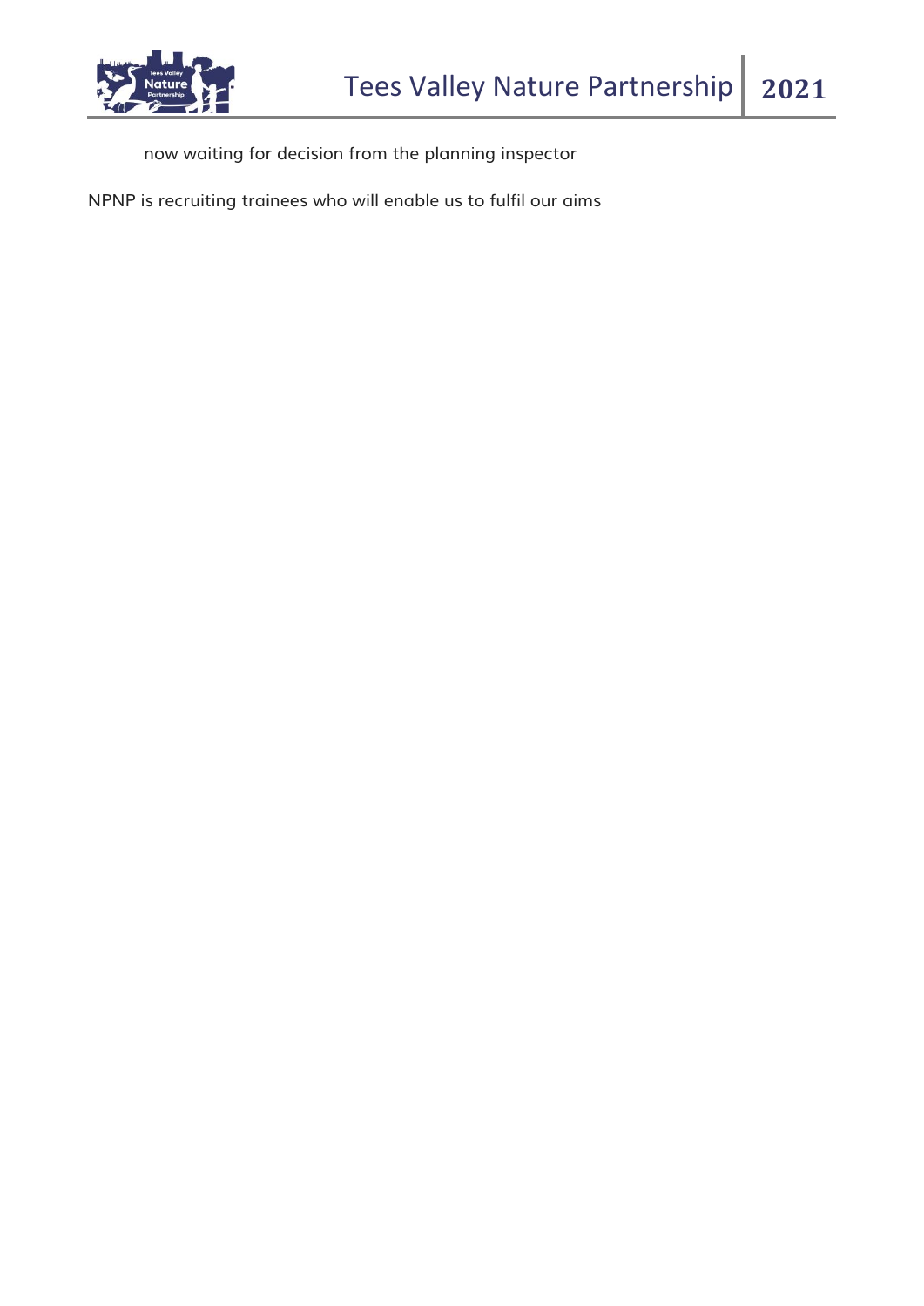now waiting for decision from the planning inspector

NPNP is recruiting trainees who will enable us to fulfil our aims